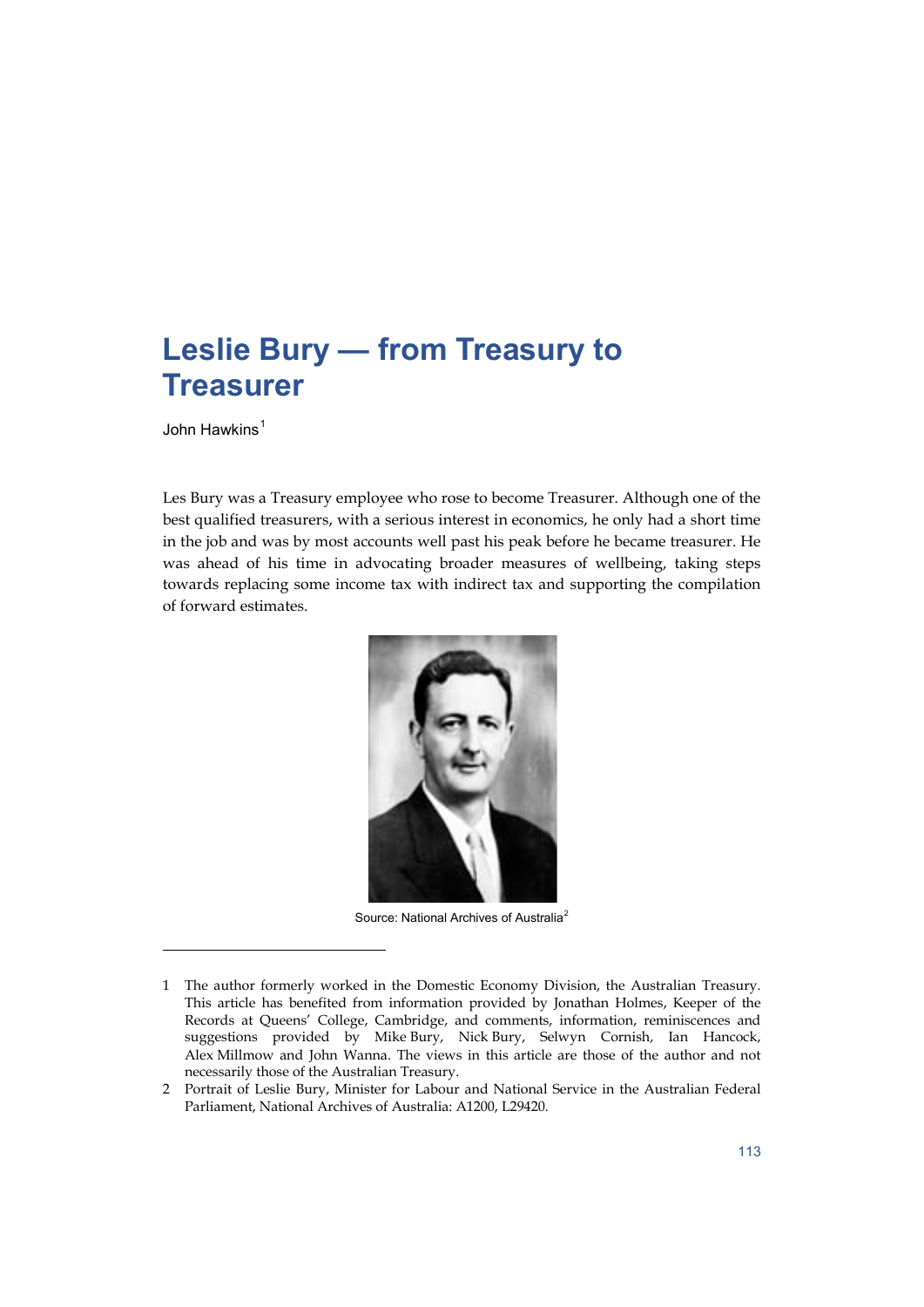# Leslie Bury — from Treasury to Treasurer

John Hawkins[1]

Les Bury was a Treasury employee who rose to become Treasurer. Although one of the best qualified treasurers, with a serious interest in economics, he only had a short time in the job and was by most accounts well past his peak before he became treasurer. He was ahead of his time in advocating broader measures of wellbeing, taking steps towards replacing some income tax with indirect tax and supporting the compilation of forward estimates.

Source: National Archives of Australia[2]

---

1 The author formerly worked in the Domestic Economy Division, the Australian Treasury. This article has benefited from information provided by Jonathan Holmes, Keeper of the Records at Queens' College, Cambridge, and comments, information, reminiscences and suggestions provided by Mike Bury, Nick Bury, Selwyn Cornish, Ian Hancock, Alex Millmow and John Wanna. The views in this article are those of the author and not necessarily those of the Australian Treasury.

2 Portrait of Leslie Bury, Minister for Labour and National Service in the Australian Federal Parliament, National Archives of Australia: A1200, L29420.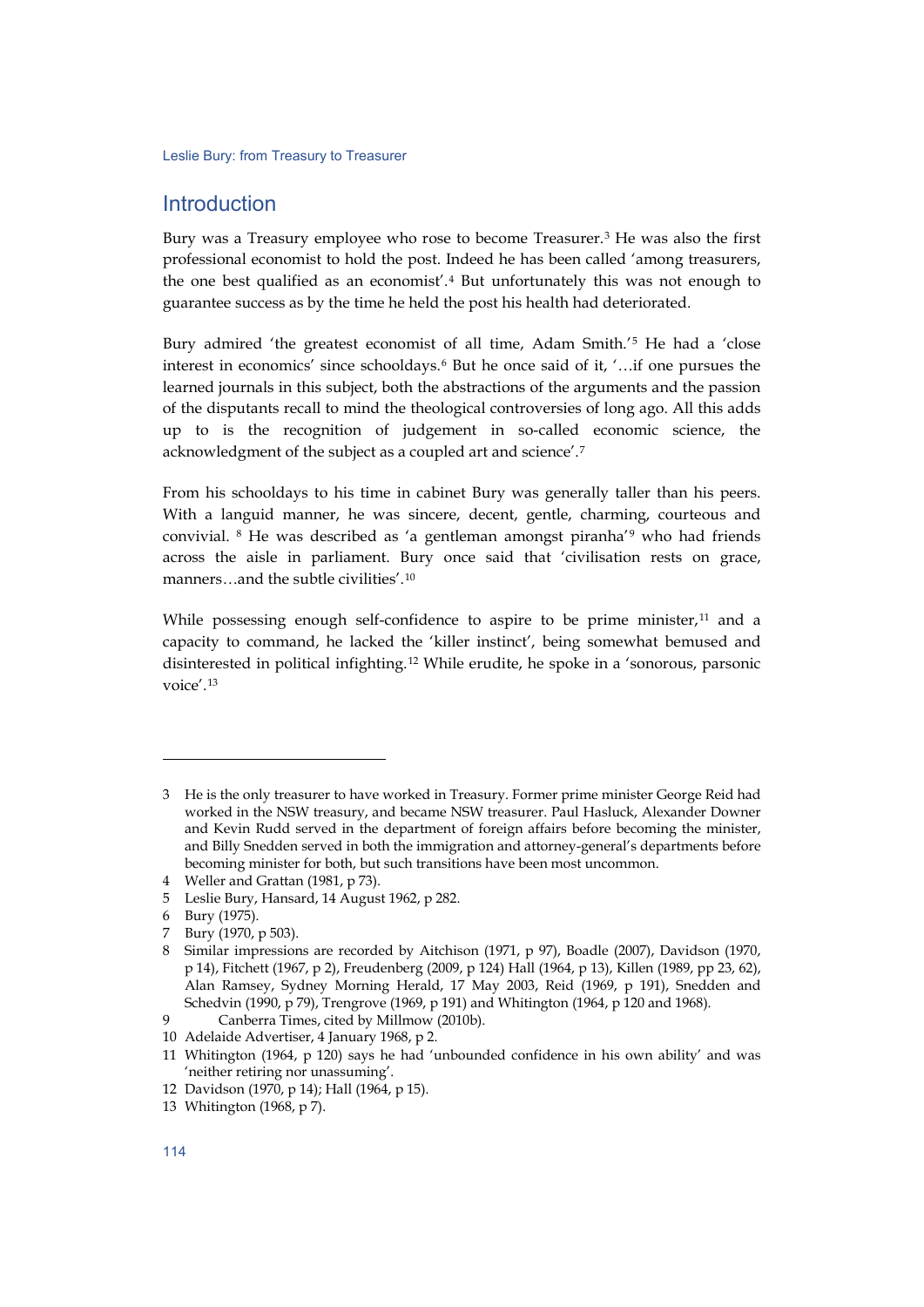## Introduction

Bury was a Treasury employee who rose to become Treasurer.[3] He was also the first professional economist to hold the post. Indeed he has been called 'among treasurers, the one best qualified as an economist'.[4] But unfortunately this was not enough to guarantee success as by the time he held the post his health had deteriorated.

Bury admired 'the greatest economist of all time, Adam Smith.'[5] He had a 'close interest in economics' since schooldays.[6] But he once said of it, '…if one pursues the learned journals in this subject, both the abstractions of the arguments and the passion of the disputants recall to mind the theological controversies of long ago. All this adds up to is the recognition of judgement in so-called economic science, the acknowledgment of the subject as a coupled art and science'.[7]

From his schooldays to his time in cabinet Bury was generally taller than his peers. With a languid manner, he was sincere, decent, gentle, charming, courteous and convivial.[8] He was described as 'a gentleman amongst piranha'[9] who had friends across the aisle in parliament. Bury once said that 'civilisation rests on grace, manners…and the subtle civilities'.[10]

While possessing enough self-confidence to aspire to be prime minister,[11] and a capacity to command, he lacked the 'killer instinct', being somewhat bemused and disinterested in political infighting.[12] While erudite, he spoke in a 'sonorous, parsonic voice'.[13]

---

3 He is the only treasurer to have worked in Treasury. Former prime minister George Reid had worked in the NSW treasury, and became NSW treasurer. Paul Hasluck, Alexander Downer and Kevin Rudd served in the department of foreign affairs before becoming the minister, and Billy Snedden served in both the immigration and attorney-general's departments before becoming minister for both, but such transitions have been most uncommon.

4 Weller and Grattan (1981, p 73).

5 Leslie Bury, Hansard, 14 August 1962, p 282.

6 Bury (1975).

7 Bury (1970, p 503).

8 Similar impressions are recorded by Aitchison (1971, p 97), Boadle (2007), Davidson (1970, p 14), Fitchett (1967, p 2), Freudenberg (2009, p 124) Hall (1964, p 13), Killen (1989, pp 23, 62), Alan Ramsey, Sydney Morning Herald, 17 May 2003, Reid (1969, p 191), Snedden and Schedvin (1990, p 79), Trengrove (1969, p 191) and Whitington (1964, p 120 and 1968).

9 Canberra Times, cited by Millmow (2010b).

10 Adelaide Advertiser, 4 January 1968, p 2.

11 Whitington (1964, p 120) says he had 'unbounded confidence in his own ability' and was 'neither retiring nor unassuming'.

12 Davidson (1970, p 14); Hall (1964, p 15).

13 Whitington (1968, p 7).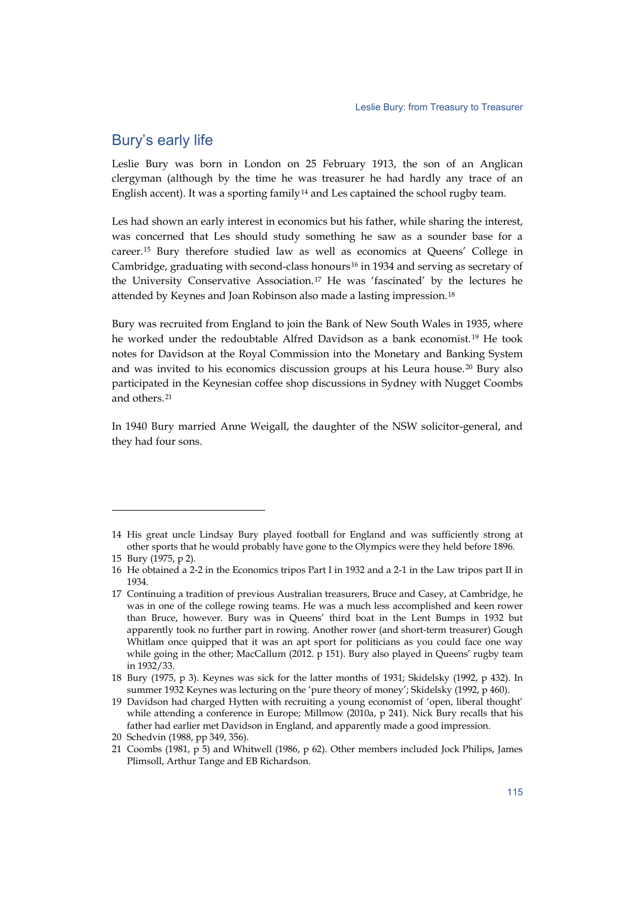## Bury's early life

Leslie Bury was born in London on 25 February 1913, the son of an Anglican clergyman (although by the time he was treasurer he had hardly any trace of an English accent). It was a sporting family[14] and Les captained the school rugby team.

Les had shown an early interest in economics but his father, while sharing the interest, was concerned that Les should study something he saw as a sounder base for a career.[15] Bury therefore studied law as well as economics at Queens' College in Cambridge, graduating with second-class honours[16] in 1934 and serving as secretary of the University Conservative Association.[17] He was 'fascinated' by the lectures he attended by Keynes and Joan Robinson also made a lasting impression.[18]

Bury was recruited from England to join the Bank of New South Wales in 1935, where he worked under the redoubtable Alfred Davidson as a bank economist.[19] He took notes for Davidson at the Royal Commission into the Monetary and Banking System and was invited to his economics discussion groups at his Leura house.[20] Bury also participated in the Keynesian coffee shop discussions in Sydney with Nugget Coombs and others.[21]

In 1940 Bury married Anne Weigall, the daughter of the NSW solicitor-general, and they had four sons.

---

14 His great uncle Lindsay Bury played football for England and was sufficiently strong at other sports that he would probably have gone to the Olympics were they held before 1896.

15 Bury (1975, p 2).

16 He obtained a 2-2 in the Economics tripos Part I in 1932 and a 2-1 in the Law tripos part II in 1934.

17 Continuing a tradition of previous Australian treasurers, Bruce and Casey, at Cambridge, he was in one of the college rowing teams. He was a much less accomplished and keen rower than Bruce, however. Bury was in Queens' third boat in the Lent Bumps in 1932 but apparently took no further part in rowing. Another rower (and short-term treasurer) Gough Whitlam once quipped that it was an apt sport for politicians as you could face one way while going in the other; MacCallum (2012. p 151). Bury also played in Queens' rugby team in 1932/33.

18 Bury (1975, p 3). Keynes was sick for the latter months of 1931; Skidelsky (1992, p 432). In summer 1932 Keynes was lecturing on the 'pure theory of money'; Skidelsky (1992, p 460).

19 Davidson had charged Hytten with recruiting a young economist of 'open, liberal thought' while attending a conference in Europe; Millmow (2010a, p 241). Nick Bury recalls that his father had earlier met Davidson in England, and apparently made a good impression.

20 Schedvin (1988, pp 349, 356).

21 Coombs (1981, p 5) and Whitwell (1986, p 62). Other members included Jock Philips, James Plimsoll, Arthur Tange and EB Richardson.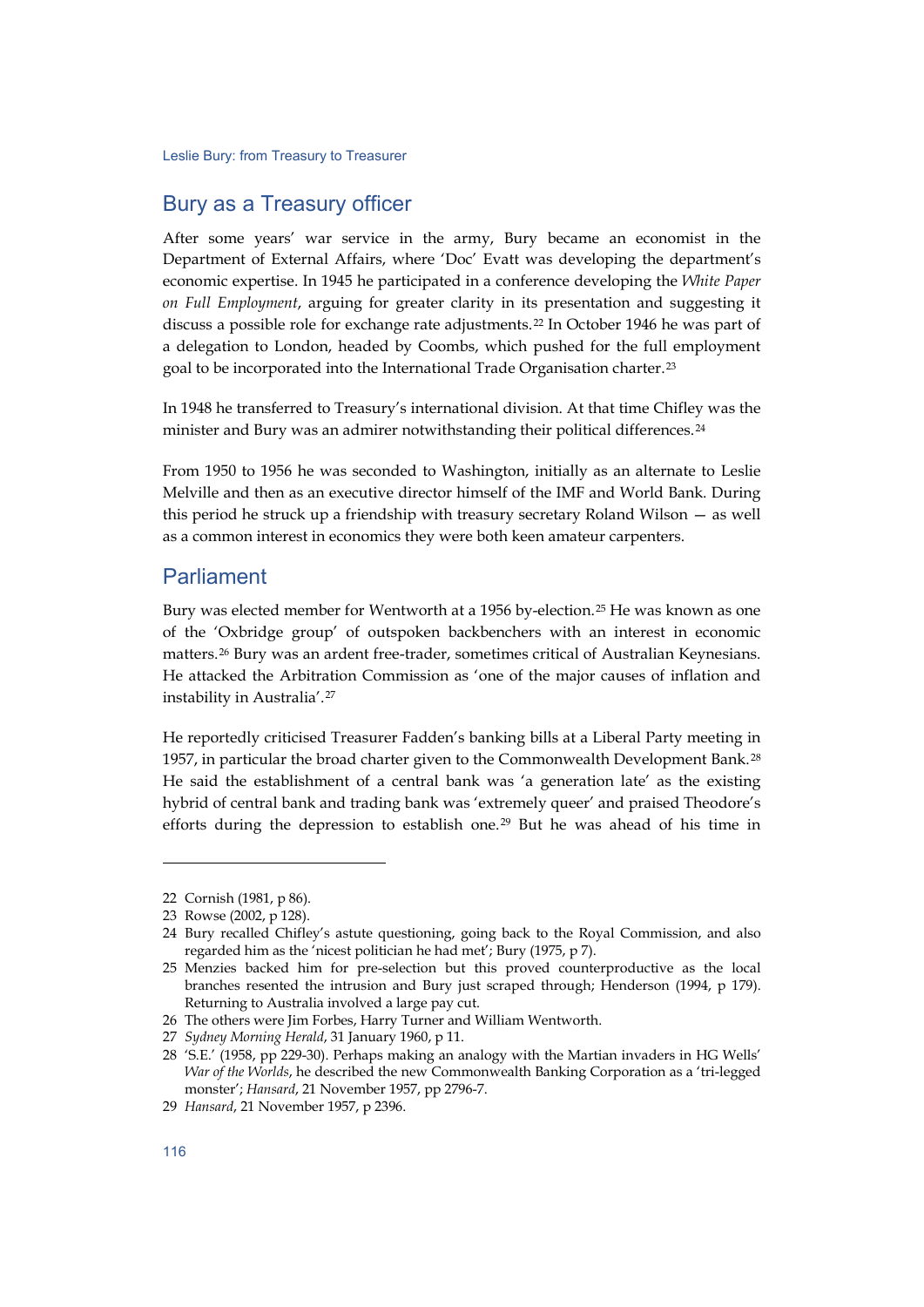## Bury as a Treasury officer

After some years' war service in the army, Bury became an economist in the Department of External Affairs, where 'Doc' Evatt was developing the department's economic expertise. In 1945 he participated in a conference developing the *White Paper on Full Employment*, arguing for greater clarity in its presentation and suggesting it discuss a possible role for exchange rate adjustments.[22] In October 1946 he was part of a delegation to London, headed by Coombs, which pushed for the full employment goal to be incorporated into the International Trade Organisation charter.[23]

In 1948 he transferred to Treasury's international division. At that time Chifley was the minister and Bury was an admirer notwithstanding their political differences.[24]

From 1950 to 1956 he was seconded to Washington, initially as an alternate to Leslie Melville and then as an executive director himself of the IMF and World Bank. During this period he struck up a friendship with treasury secretary Roland Wilson — as well as a common interest in economics they were both keen amateur carpenters.

## Parliament

Bury was elected member for Wentworth at a 1956 by-election.[25] He was known as one of the 'Oxbridge group' of outspoken backbenchers with an interest in economic matters.[26] Bury was an ardent free-trader, sometimes critical of Australian Keynesians. He attacked the Arbitration Commission as 'one of the major causes of inflation and instability in Australia'.[27]

He reportedly criticised Treasurer Fadden's banking bills at a Liberal Party meeting in 1957, in particular the broad charter given to the Commonwealth Development Bank.[28] He said the establishment of a central bank was 'a generation late' as the existing hybrid of central bank and trading bank was 'extremely queer' and praised Theodore's efforts during the depression to establish one.[29] But he was ahead of his time in

---

22 Cornish (1981, p 86).

23 Rowse (2002, p 128).

24 Bury recalled Chifley's astute questioning, going back to the Royal Commission, and also regarded him as the 'nicest politician he had met'; Bury (1975, p 7).

25 Menzies backed him for pre-selection but this proved counterproductive as the local branches resented the intrusion and Bury just scraped through; Henderson (1994, p 179). Returning to Australia involved a large pay cut.

26 The others were Jim Forbes, Harry Turner and William Wentworth.

27 *Sydney Morning Herald*, 31 January 1960, p 11.

28 'S.E.' (1958, pp 229-30). Perhaps making an analogy with the Martian invaders in HG Wells' *War of the Worlds*, he described the new Commonwealth Banking Corporation as a 'tri-legged monster'; *Hansard*, 21 November 1957, pp 2796-7.

29 *Hansard*, 21 November 1957, p 2396.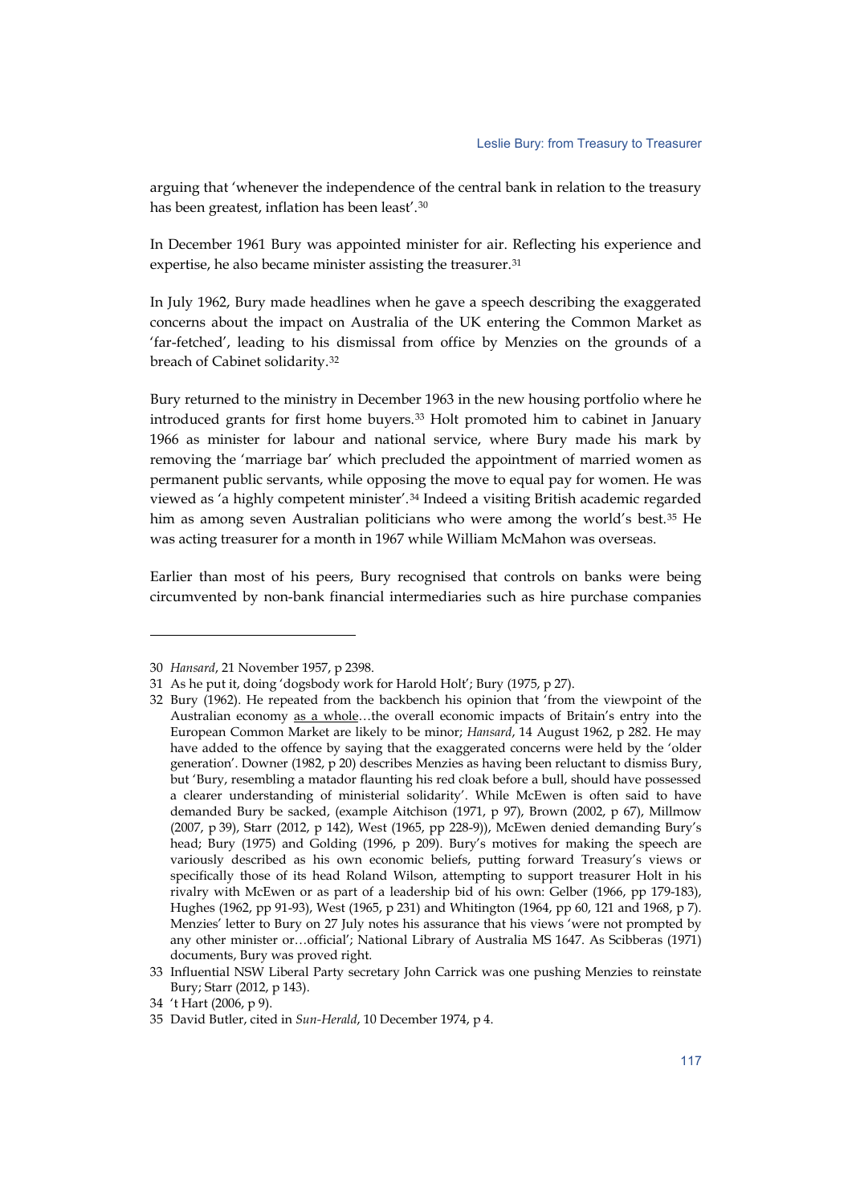arguing that 'whenever the independence of the central bank in relation to the treasury has been greatest, inflation has been least'.[30]

In December 1961 Bury was appointed minister for air. Reflecting his experience and expertise, he also became minister assisting the treasurer.[31]

In July 1962, Bury made headlines when he gave a speech describing the exaggerated concerns about the impact on Australia of the UK entering the Common Market as 'far-fetched', leading to his dismissal from office by Menzies on the grounds of a breach of Cabinet solidarity.[32]

Bury returned to the ministry in December 1963 in the new housing portfolio where he introduced grants for first home buyers.[33] Holt promoted him to cabinet in January 1966 as minister for labour and national service, where Bury made his mark by removing the 'marriage bar' which precluded the appointment of married women as permanent public servants, while opposing the move to equal pay for women. He was viewed as 'a highly competent minister'.[34] Indeed a visiting British academic regarded him as among seven Australian politicians who were among the world's best.[35] He was acting treasurer for a month in 1967 while William McMahon was overseas.

Earlier than most of his peers, Bury recognised that controls on banks were being circumvented by non-bank financial intermediaries such as hire purchase companies

---

30 *Hansard*, 21 November 1957, p 2398.

31 As he put it, doing 'dogsbody work for Harold Holt'; Bury (1975, p 27).

32 Bury (1962). He repeated from the backbench his opinion that 'from the viewpoint of the Australian economy as a whole…the overall economic impacts of Britain's entry into the European Common Market are likely to be minor; *Hansard*, 14 August 1962, p 282. He may have added to the offence by saying that the exaggerated concerns were held by the 'older generation'. Downer (1982, p 20) describes Menzies as having been reluctant to dismiss Bury, but 'Bury, resembling a matador flaunting his red cloak before a bull, should have possessed a clearer understanding of ministerial solidarity'. While McEwen is often said to have demanded Bury be sacked, (example Aitchison (1971, p 97), Brown (2002, p 67), Millmow (2007, p 39), Starr (2012, p 142), West (1965, pp 228-9)), McEwen denied demanding Bury's head; Bury (1975) and Golding (1996, p 209). Bury's motives for making the speech are variously described as his own economic beliefs, putting forward Treasury's views or specifically those of its head Roland Wilson, attempting to support treasurer Holt in his rivalry with McEwen or as part of a leadership bid of his own: Gelber (1966, pp 179-183), Hughes (1962, pp 91-93), West (1965, p 231) and Whitington (1964, pp 60, 121 and 1968, p 7). Menzies' letter to Bury on 27 July notes his assurance that his views 'were not prompted by any other minister or…official'; National Library of Australia MS 1647. As Scibberas (1971) documents, Bury was proved right.

33 Influential NSW Liberal Party secretary John Carrick was one pushing Menzies to reinstate Bury; Starr (2012, p 143).

34 't Hart (2006, p 9).

35 David Butler, cited in *Sun-Herald*, 10 December 1974, p 4.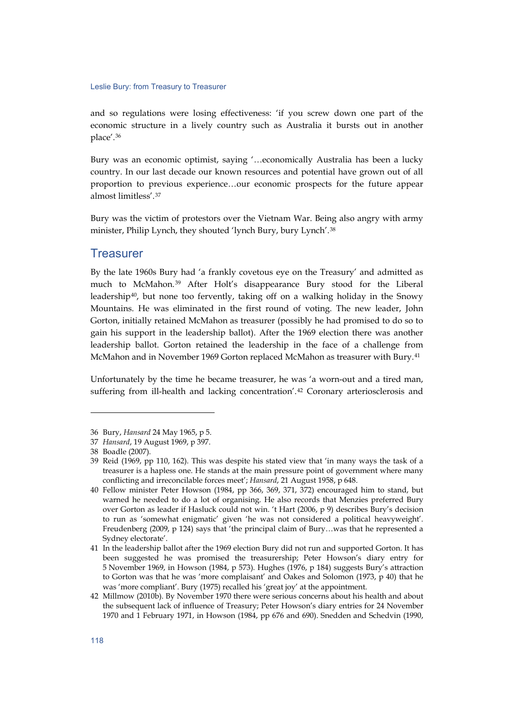and so regulations were losing effectiveness: 'if you screw down one part of the economic structure in a lively country such as Australia it bursts out in another place'.[36]

Bury was an economic optimist, saying '…economically Australia has been a lucky country. In our last decade our known resources and potential have grown out of all proportion to previous experience…our economic prospects for the future appear almost limitless'.[37]

Bury was the victim of protestors over the Vietnam War. Being also angry with army minister, Philip Lynch, they shouted 'lynch Bury, bury Lynch'.[38]

## Treasurer

By the late 1960s Bury had 'a frankly covetous eye on the Treasury' and admitted as much to McMahon.[39] After Holt's disappearance Bury stood for the Liberal leadership[40], but none too fervently, taking off on a walking holiday in the Snowy Mountains. He was eliminated in the first round of voting. The new leader, John Gorton, initially retained McMahon as treasurer (possibly he had promised to do so to gain his support in the leadership ballot). After the 1969 election there was another leadership ballot. Gorton retained the leadership in the face of a challenge from McMahon and in November 1969 Gorton replaced McMahon as treasurer with Bury.[41]

Unfortunately by the time he became treasurer, he was 'a worn-out and a tired man, suffering from ill-health and lacking concentration'.[42] Coronary arteriosclerosis and

---

36 Bury, *Hansard* 24 May 1965, p 5.

37 *Hansard*, 19 August 1969, p 397.

38 Boadle (2007).

39 Reid (1969, pp 110, 162). This was despite his stated view that 'in many ways the task of a treasurer is a hapless one. He stands at the main pressure point of government where many conflicting and irreconcilable forces meet'; *Hansard*, 21 August 1958, p 648.

40 Fellow minister Peter Howson (1984, pp 366, 369, 371, 372) encouraged him to stand, but warned he needed to do a lot of organising. He also records that Menzies preferred Bury over Gorton as leader if Hasluck could not win. 't Hart (2006, p 9) describes Bury's decision to run as 'somewhat enigmatic' given 'he was not considered a political heavyweight'. Freudenberg (2009, p 124) says that 'the principal claim of Bury…was that he represented a Sydney electorate'.

41 In the leadership ballot after the 1969 election Bury did not run and supported Gorton. It has been suggested he was promised the treasurership; Peter Howson's diary entry for 5 November 1969, in Howson (1984, p 573). Hughes (1976, p 184) suggests Bury's attraction to Gorton was that he was 'more complaisant' and Oakes and Solomon (1973, p 40) that he was 'more compliant'. Bury (1975) recalled his 'great joy' at the appointment.

42 Millmow (2010b). By November 1970 there were serious concerns about his health and about the subsequent lack of influence of Treasury; Peter Howson's diary entries for 24 November 1970 and 1 February 1971, in Howson (1984, pp 676 and 690). Snedden and Schedvin (1990,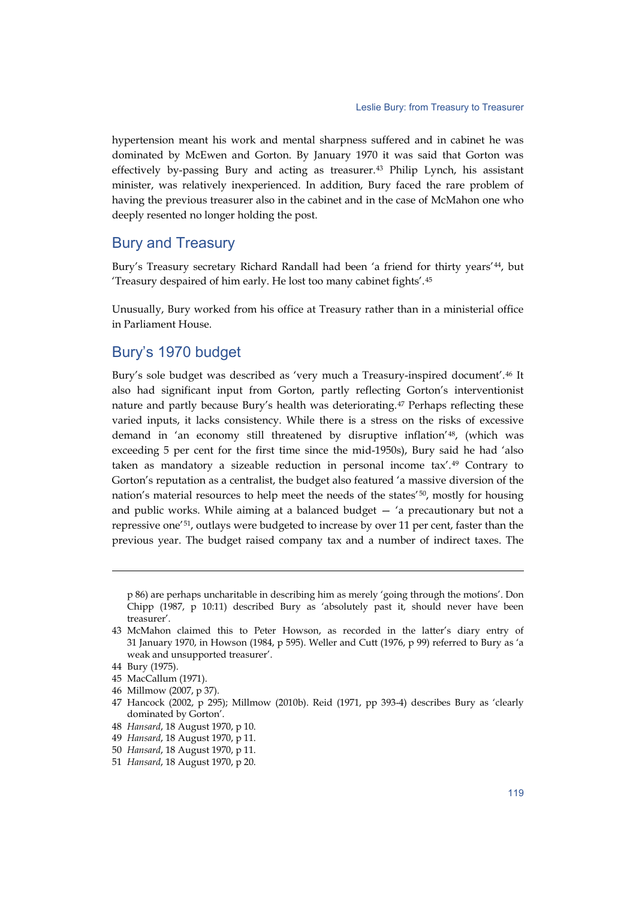hypertension meant his work and mental sharpness suffered and in cabinet he was dominated by McEwen and Gorton. By January 1970 it was said that Gorton was effectively by-passing Bury and acting as treasurer.[43] Philip Lynch, his assistant minister, was relatively inexperienced. In addition, Bury faced the rare problem of having the previous treasurer also in the cabinet and in the case of McMahon one who deeply resented no longer holding the post.

## Bury and Treasury

Bury's Treasury secretary Richard Randall had been 'a friend for thirty years'[44], but 'Treasury despaired of him early. He lost too many cabinet fights'.[45]

Unusually, Bury worked from his office at Treasury rather than in a ministerial office in Parliament House.

## Bury's 1970 budget

Bury's sole budget was described as 'very much a Treasury-inspired document'.[46] It also had significant input from Gorton, partly reflecting Gorton's interventionist nature and partly because Bury's health was deteriorating.[47] Perhaps reflecting these varied inputs, it lacks consistency. While there is a stress on the risks of excessive demand in 'an economy still threatened by disruptive inflation'[48], (which was exceeding 5 per cent for the first time since the mid-1950s), Bury said he had 'also taken as mandatory a sizeable reduction in personal income tax'.[49] Contrary to Gorton's reputation as a centralist, the budget also featured 'a massive diversion of the nation's material resources to help meet the needs of the states'[50], mostly for housing and public works. While aiming at a balanced budget — 'a precautionary but not a repressive one'[51], outlays were budgeted to increase by over 11 per cent, faster than the previous year. The budget raised company tax and a number of indirect taxes. The

---

p 86) are perhaps uncharitable in describing him as merely 'going through the motions'. Don Chipp (1987, p 10:11) described Bury as 'absolutely past it, should never have been treasurer'.

43 McMahon claimed this to Peter Howson, as recorded in the latter's diary entry of 31 January 1970, in Howson (1984, p 595). Weller and Cutt (1976, p 99) referred to Bury as 'a weak and unsupported treasurer'.

44 Bury (1975).

45 MacCallum (1971).

46 Millmow (2007, p 37).

47 Hancock (2002, p 295); Millmow (2010b). Reid (1971, pp 393-4) describes Bury as 'clearly dominated by Gorton'.

48 *Hansard*, 18 August 1970, p 10.

49 *Hansard*, 18 August 1970, p 11.

50 *Hansard*, 18 August 1970, p 11.

51 *Hansard*, 18 August 1970, p 20.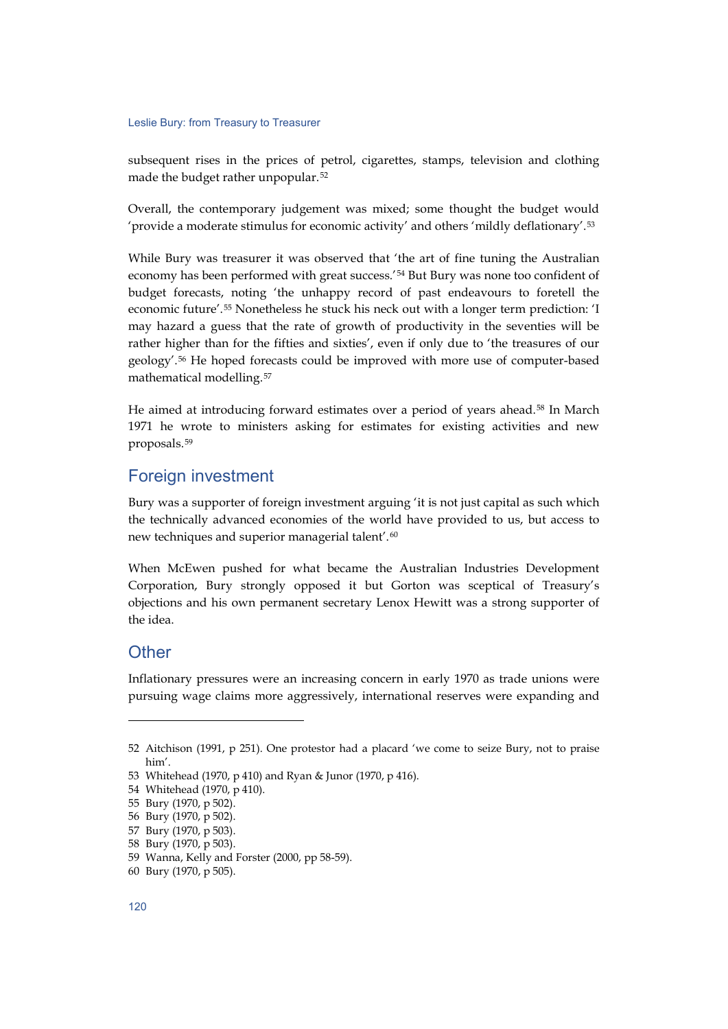subsequent rises in the prices of petrol, cigarettes, stamps, television and clothing made the budget rather unpopular.[52]

Overall, the contemporary judgement was mixed; some thought the budget would 'provide a moderate stimulus for economic activity' and others 'mildly deflationary'.[53]

While Bury was treasurer it was observed that 'the art of fine tuning the Australian economy has been performed with great success.'[54] But Bury was none too confident of budget forecasts, noting 'the unhappy record of past endeavours to foretell the economic future'.[55] Nonetheless he stuck his neck out with a longer term prediction: 'I may hazard a guess that the rate of growth of productivity in the seventies will be rather higher than for the fifties and sixties', even if only due to 'the treasures of our geology'.[56] He hoped forecasts could be improved with more use of computer-based mathematical modelling.[57]

He aimed at introducing forward estimates over a period of years ahead.[58] In March 1971 he wrote to ministers asking for estimates for existing activities and new proposals.[59]

## Foreign investment

Bury was a supporter of foreign investment arguing 'it is not just capital as such which the technically advanced economies of the world have provided to us, but access to new techniques and superior managerial talent'.[60]

When McEwen pushed for what became the Australian Industries Development Corporation, Bury strongly opposed it but Gorton was sceptical of Treasury's objections and his own permanent secretary Lenox Hewitt was a strong supporter of the idea.

## Other

Inflationary pressures were an increasing concern in early 1970 as trade unions were pursuing wage claims more aggressively, international reserves were expanding and

---

52 Aitchison (1991, p 251). One protestor had a placard 'we come to seize Bury, not to praise him'.

53 Whitehead (1970, p 410) and Ryan & Junor (1970, p 416).

54 Whitehead (1970, p 410).

55 Bury (1970, p 502).

56 Bury (1970, p 502).

57 Bury (1970, p 503).

58 Bury (1970, p 503).

59 Wanna, Kelly and Forster (2000, pp 58-59).

60 Bury (1970, p 505).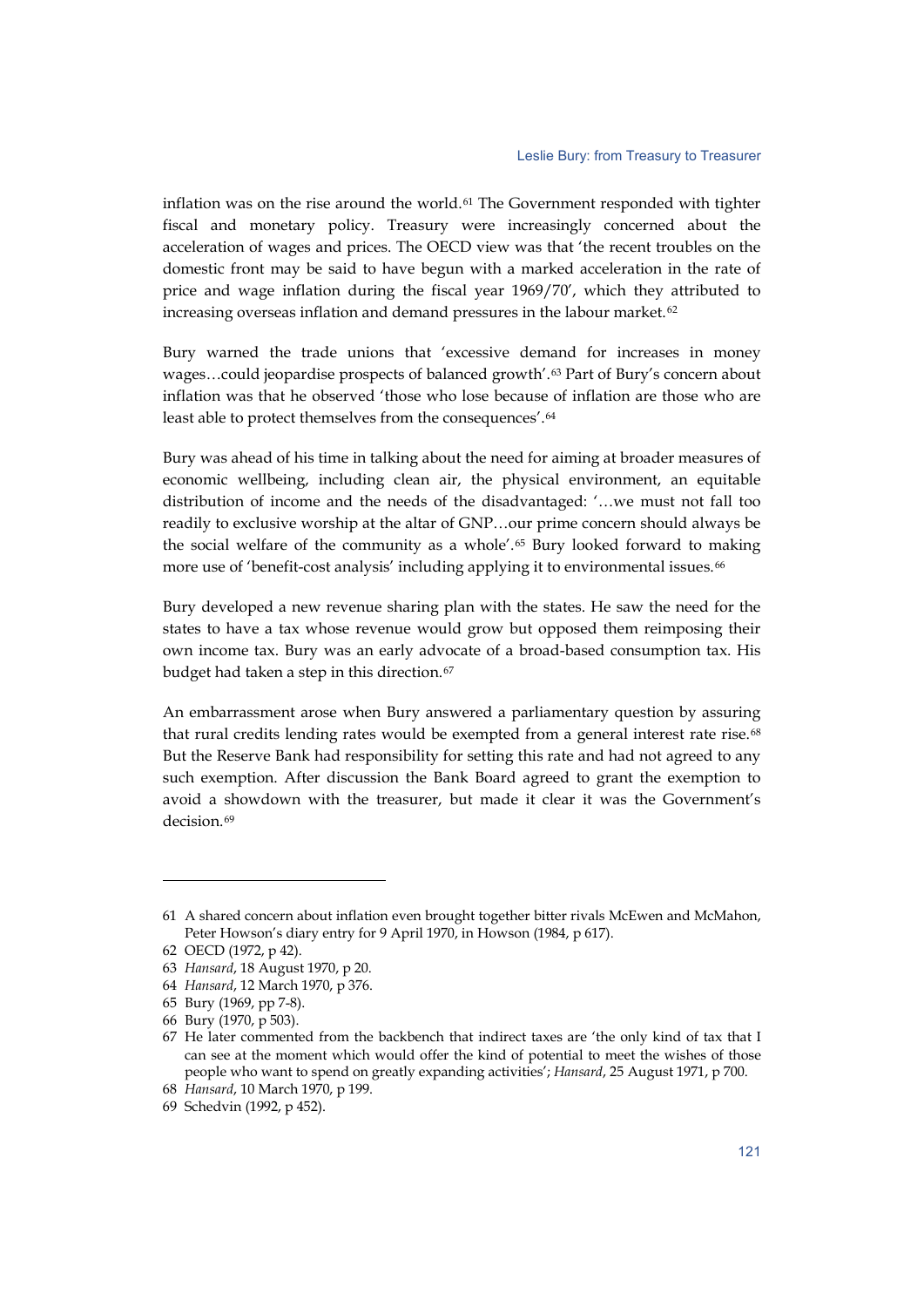inflation was on the rise around the world.[61] The Government responded with tighter fiscal and monetary policy. Treasury were increasingly concerned about the acceleration of wages and prices. The OECD view was that 'the recent troubles on the domestic front may be said to have begun with a marked acceleration in the rate of price and wage inflation during the fiscal year 1969/70', which they attributed to increasing overseas inflation and demand pressures in the labour market.[62]

Bury warned the trade unions that 'excessive demand for increases in money wages…could jeopardise prospects of balanced growth'.[63] Part of Bury's concern about inflation was that he observed 'those who lose because of inflation are those who are least able to protect themselves from the consequences'.[64]

Bury was ahead of his time in talking about the need for aiming at broader measures of economic wellbeing, including clean air, the physical environment, an equitable distribution of income and the needs of the disadvantaged: '…we must not fall too readily to exclusive worship at the altar of GNP…our prime concern should always be the social welfare of the community as a whole'.[65] Bury looked forward to making more use of 'benefit-cost analysis' including applying it to environmental issues.[66]

Bury developed a new revenue sharing plan with the states. He saw the need for the states to have a tax whose revenue would grow but opposed them reimposing their own income tax. Bury was an early advocate of a broad-based consumption tax. His budget had taken a step in this direction.[67]

An embarrassment arose when Bury answered a parliamentary question by assuring that rural credits lending rates would be exempted from a general interest rate rise.[68] But the Reserve Bank had responsibility for setting this rate and had not agreed to any such exemption. After discussion the Bank Board agreed to grant the exemption to avoid a showdown with the treasurer, but made it clear it was the Government's decision.[69]

---

61 A shared concern about inflation even brought together bitter rivals McEwen and McMahon, Peter Howson's diary entry for 9 April 1970, in Howson (1984, p 617).

62 OECD (1972, p 42).

63 *Hansard*, 18 August 1970, p 20.

64 *Hansard*, 12 March 1970, p 376.

65 Bury (1969, pp 7-8).

66 Bury (1970, p 503).

67 He later commented from the backbench that indirect taxes are 'the only kind of tax that I can see at the moment which would offer the kind of potential to meet the wishes of those people who want to spend on greatly expanding activities'; *Hansard*, 25 August 1971, p 700.

68 *Hansard*, 10 March 1970, p 199.

69 Schedvin (1992, p 452).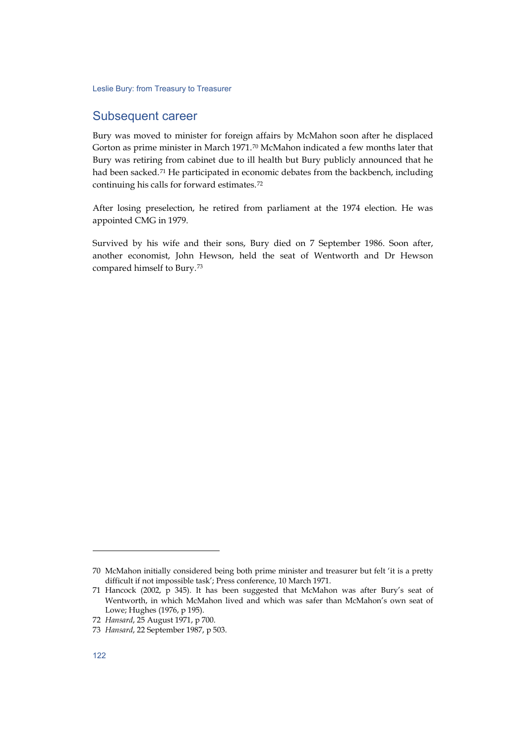## Subsequent career

Bury was moved to minister for foreign affairs by McMahon soon after he displaced Gorton as prime minister in March 1971.[70] McMahon indicated a few months later that Bury was retiring from cabinet due to ill health but Bury publicly announced that he had been sacked.[71] He participated in economic debates from the backbench, including continuing his calls for forward estimates.[72]

After losing preselection, he retired from parliament at the 1974 election. He was appointed CMG in 1979.

Survived by his wife and their sons, Bury died on 7 September 1986. Soon after, another economist, John Hewson, held the seat of Wentworth and Dr Hewson compared himself to Bury.[73]

---

70 McMahon initially considered being both prime minister and treasurer but felt 'it is a pretty difficult if not impossible task'; Press conference, 10 March 1971.

71 Hancock (2002, p 345). It has been suggested that McMahon was after Bury's seat of Wentworth, in which McMahon lived and which was safer than McMahon's own seat of Lowe; Hughes (1976, p 195).

72 *Hansard*, 25 August 1971, p 700.

73 *Hansard*, 22 September 1987, p 503.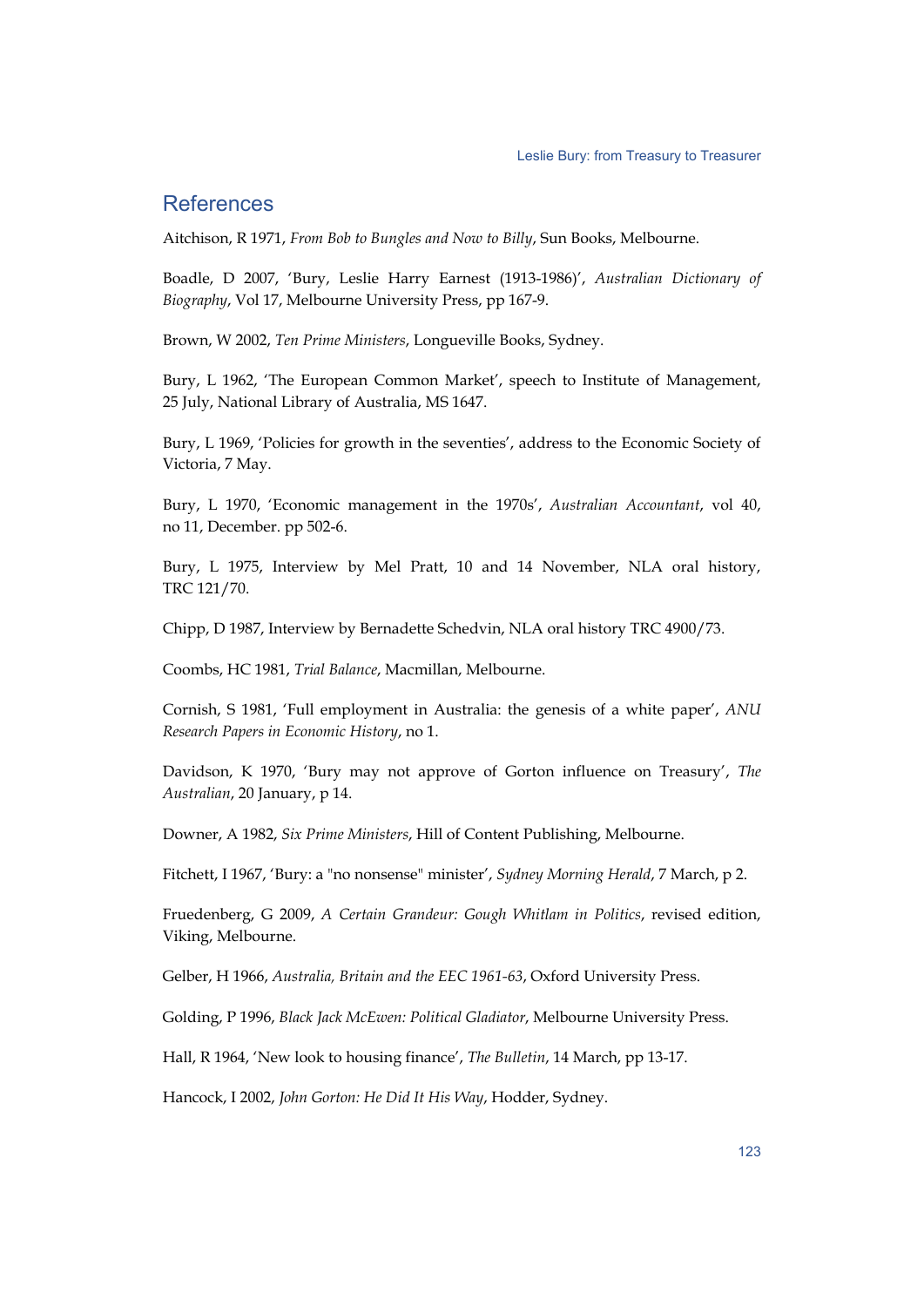## References

Aitchison, R 1971, *From Bob to Bungles and Now to Billy*, Sun Books, Melbourne.

Boadle, D 2007, 'Bury, Leslie Harry Earnest (1913-1986)', *Australian Dictionary of Biography*, Vol 17, Melbourne University Press, pp 167-9.

Brown, W 2002, *Ten Prime Ministers*, Longueville Books, Sydney.

Bury, L 1962, 'The European Common Market', speech to Institute of Management, 25 July, National Library of Australia, MS 1647.

Bury, L 1969, 'Policies for growth in the seventies', address to the Economic Society of Victoria, 7 May.

Bury, L 1970, 'Economic management in the 1970s', *Australian Accountant*, vol 40, no 11, December. pp 502-6.

Bury, L 1975, Interview by Mel Pratt, 10 and 14 November, NLA oral history, TRC 121/70.

Chipp, D 1987, Interview by Bernadette Schedvin, NLA oral history TRC 4900/73.

Coombs, HC 1981, *Trial Balance*, Macmillan, Melbourne.

Cornish, S 1981, 'Full employment in Australia: the genesis of a white paper', *ANU Research Papers in Economic History*, no 1.

Davidson, K 1970, 'Bury may not approve of Gorton influence on Treasury', *The Australian*, 20 January, p 14.

Downer, A 1982, *Six Prime Ministers*, Hill of Content Publishing, Melbourne.

Fitchett, I 1967, 'Bury: a "no nonsense" minister', *Sydney Morning Herald*, 7 March, p 2.

Fruedenberg, G 2009, *A Certain Grandeur: Gough Whitlam in Politics*, revised edition, Viking, Melbourne.

Gelber, H 1966, *Australia, Britain and the EEC 1961-63*, Oxford University Press.

Golding, P 1996, *Black Jack McEwen: Political Gladiator*, Melbourne University Press.

Hall, R 1964, 'New look to housing finance', *The Bulletin*, 14 March, pp 13-17.

Hancock, I 2002, *John Gorton: He Did It His Way*, Hodder, Sydney.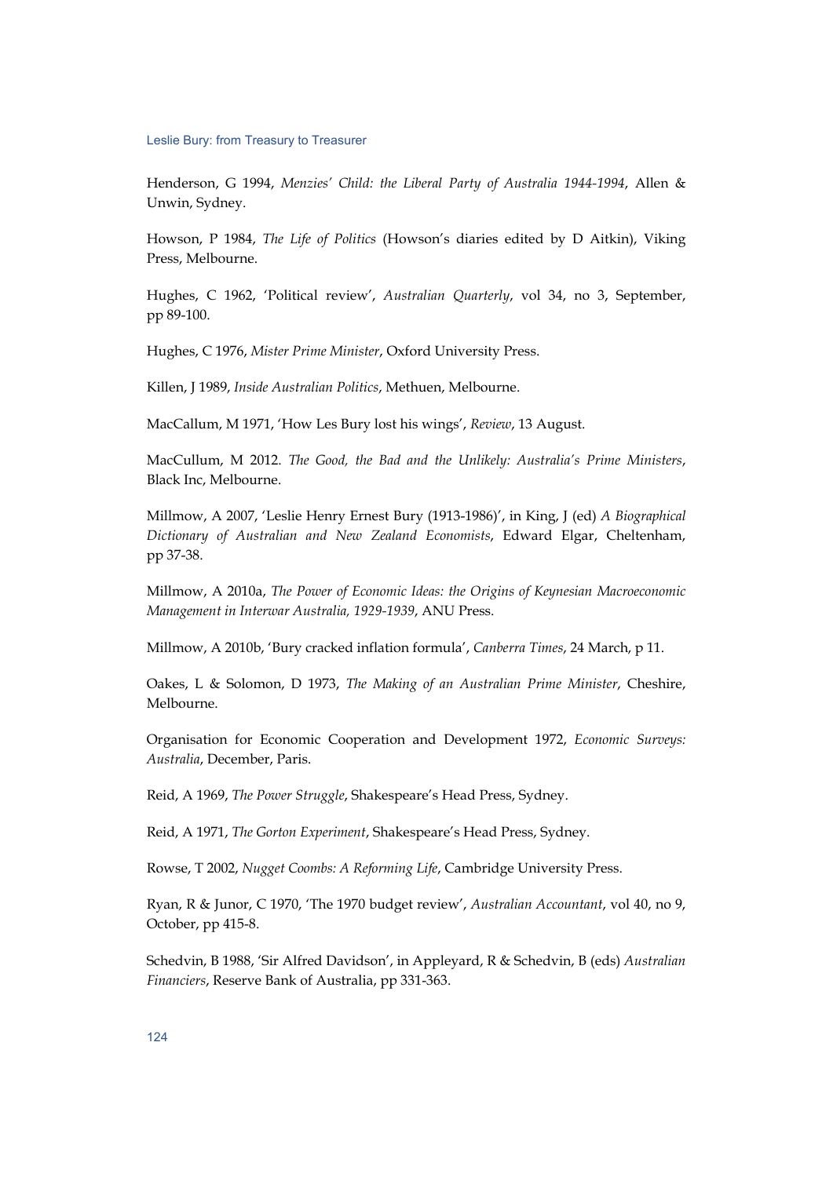Henderson, G 1994, *Menzies' Child: the Liberal Party of Australia 1944-1994*, Allen & Unwin, Sydney.

Howson, P 1984, *The Life of Politics* (Howson's diaries edited by D Aitkin), Viking Press, Melbourne.

Hughes, C 1962, 'Political review', *Australian Quarterly*, vol 34, no 3, September, pp 89-100.

Hughes, C 1976, *Mister Prime Minister*, Oxford University Press.

Killen, J 1989, *Inside Australian Politics*, Methuen, Melbourne.

MacCallum, M 1971, 'How Les Bury lost his wings', *Review*, 13 August.

MacCullum, M 2012. *The Good, the Bad and the Unlikely: Australia's Prime Ministers*, Black Inc, Melbourne.

Millmow, A 2007, 'Leslie Henry Ernest Bury (1913-1986)', in King, J (ed) *A Biographical Dictionary of Australian and New Zealand Economists*, Edward Elgar, Cheltenham, pp 37-38.

Millmow, A 2010a, *The Power of Economic Ideas: the Origins of Keynesian Macroeconomic Management in Interwar Australia, 1929-1939*, ANU Press.

Millmow, A 2010b, 'Bury cracked inflation formula', *Canberra Times*, 24 March, p 11.

Oakes, L & Solomon, D 1973, *The Making of an Australian Prime Minister*, Cheshire, Melbourne.

Organisation for Economic Cooperation and Development 1972, *Economic Surveys: Australia*, December, Paris.

Reid, A 1969, *The Power Struggle*, Shakespeare's Head Press, Sydney.

Reid, A 1971, *The Gorton Experiment*, Shakespeare's Head Press, Sydney.

Rowse, T 2002, *Nugget Coombs: A Reforming Life*, Cambridge University Press.

Ryan, R & Junor, C 1970, 'The 1970 budget review', *Australian Accountant*, vol 40, no 9, October, pp 415-8.

Schedvin, B 1988, 'Sir Alfred Davidson', in Appleyard, R & Schedvin, B (eds) *Australian Financiers*, Reserve Bank of Australia, pp 331-363.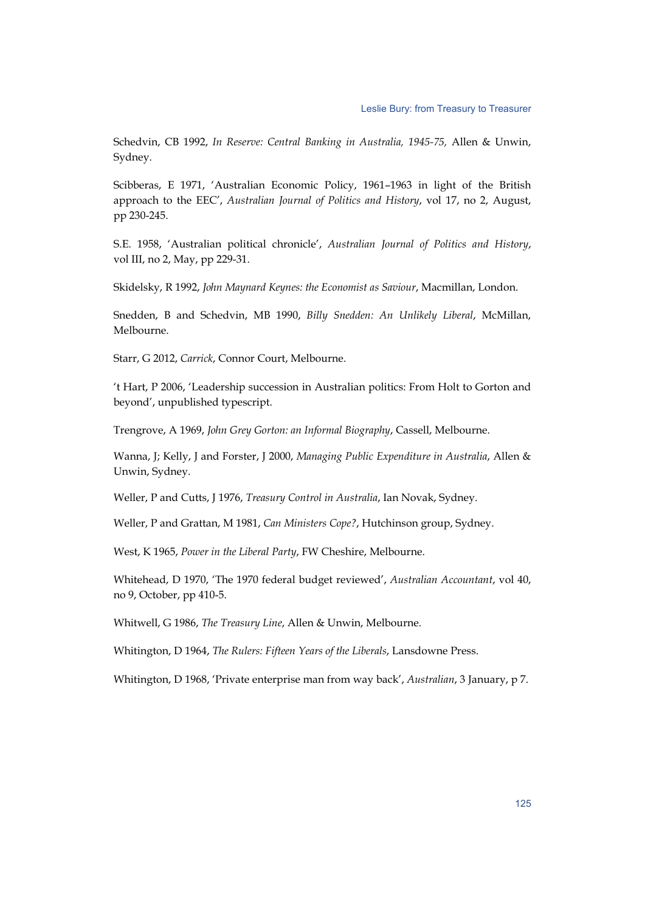Schedvin, CB 1992, *In Reserve: Central Banking in Australia, 1945-75,* Allen & Unwin, Sydney.

Scibberas, E 1971, 'Australian Economic Policy, 1961–1963 in light of the British approach to the EEC', *Australian Journal of Politics and History*, vol 17, no 2, August, pp 230-245.

S.E. 1958, 'Australian political chronicle', *Australian Journal of Politics and History*, vol III, no 2, May, pp 229-31.

Skidelsky, R 1992, *John Maynard Keynes: the Economist as Saviour*, Macmillan, London.

Snedden, B and Schedvin, MB 1990, *Billy Snedden: An Unlikely Liberal*, McMillan, Melbourne.

Starr, G 2012, *Carrick*, Connor Court, Melbourne.

't Hart, P 2006, 'Leadership succession in Australian politics: From Holt to Gorton and beyond', unpublished typescript.

Trengrove, A 1969, *John Grey Gorton: an Informal Biography*, Cassell, Melbourne.

Wanna, J; Kelly, J and Forster, J 2000, *Managing Public Expenditure in Australia*, Allen & Unwin, Sydney.

Weller, P and Cutts, J 1976, *Treasury Control in Australia*, Ian Novak, Sydney.

Weller, P and Grattan, M 1981, *Can Ministers Cope?*, Hutchinson group, Sydney.

West, K 1965, *Power in the Liberal Party*, FW Cheshire, Melbourne.

Whitehead, D 1970, 'The 1970 federal budget reviewed', *Australian Accountant*, vol 40, no 9, October, pp 410-5.

Whitwell, G 1986, *The Treasury Line*, Allen & Unwin, Melbourne.

Whitington, D 1964, *The Rulers: Fifteen Years of the Liberals*, Lansdowne Press.

Whitington, D 1968, 'Private enterprise man from way back', *Australian*, 3 January, p 7.